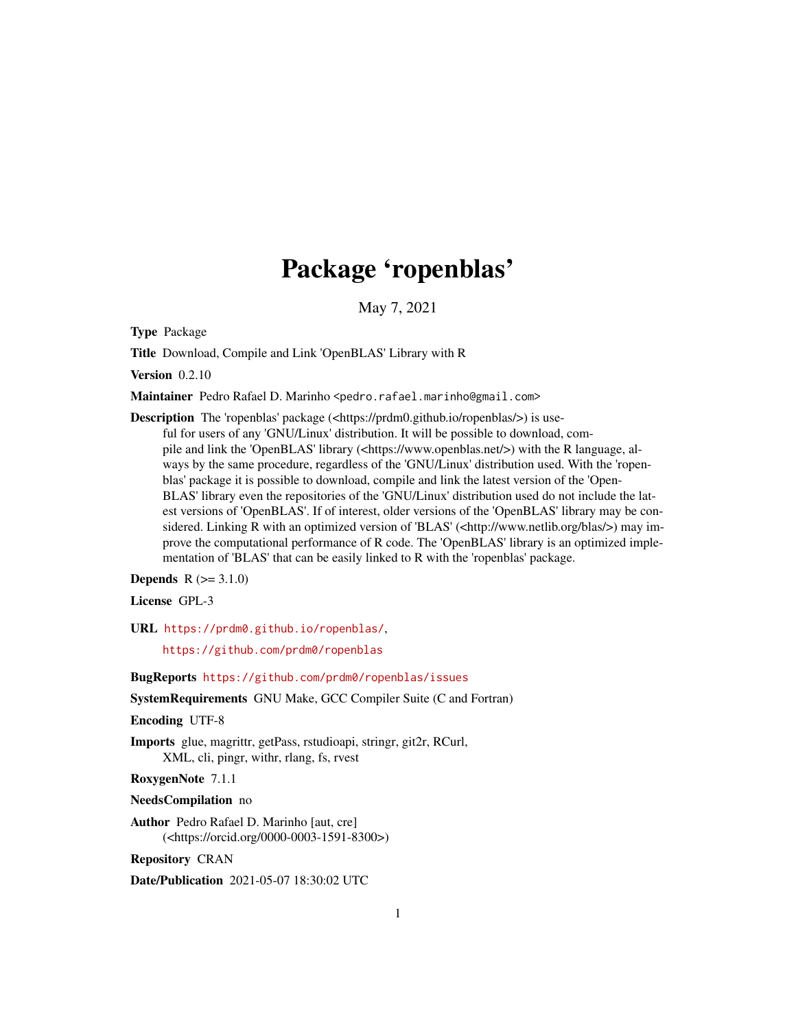# Package 'ropenblas'

May 7, 2021

**Type** Package

**Title** Download, Compile and Link 'OpenBLAS' Library with R

**Version** 0.2.10

**Maintainer** Pedro Rafael D. Marinho <pedro.rafael.marinho@gmail.com>

**Description** The 'ropenblas' package (<https://prdm0.github.io/ropenblas/>) is useful for users of any 'GNU/Linux' distribution. It will be possible to download, compile and link the 'OpenBLAS' library (<https://www.openblas.net/>) with the R language, always by the same procedure, regardless of the 'GNU/Linux' distribution used. With the 'ropenblas' package it is possible to download, compile and link the latest version of the 'OpenBLAS' library even the repositories of the 'GNU/Linux' distribution used do not include the latest versions of 'OpenBLAS'. If of interest, older versions of the 'OpenBLAS' library may be considered. Linking R with an optimized version of 'BLAS' (<http://www.netlib.org/blas/>) may improve the computational performance of R code. The 'OpenBLAS' library is an optimized implementation of 'BLAS' that can be easily linked to R with the 'ropenblas' package.

**Depends** R (>= 3.1.0)

**License** GPL-3

**URL** https://prdm0.github.io/ropenblas/,
https://github.com/prdm0/ropenblas

**BugReports** https://github.com/prdm0/ropenblas/issues

**SystemRequirements** GNU Make, GCC Compiler Suite (C and Fortran)

**Encoding** UTF-8

**Imports** glue, magrittr, getPass, rstudioapi, stringr, git2r, RCurl, XML, cli, pingr, withr, rlang, fs, rvest

**RoxygenNote** 7.1.1

**NeedsCompilation** no

**Author** Pedro Rafael D. Marinho [aut, cre] (<https://orcid.org/0000-0003-1591-8300>)

**Repository** CRAN

**Date/Publication** 2021-05-07 18:30:02 UTC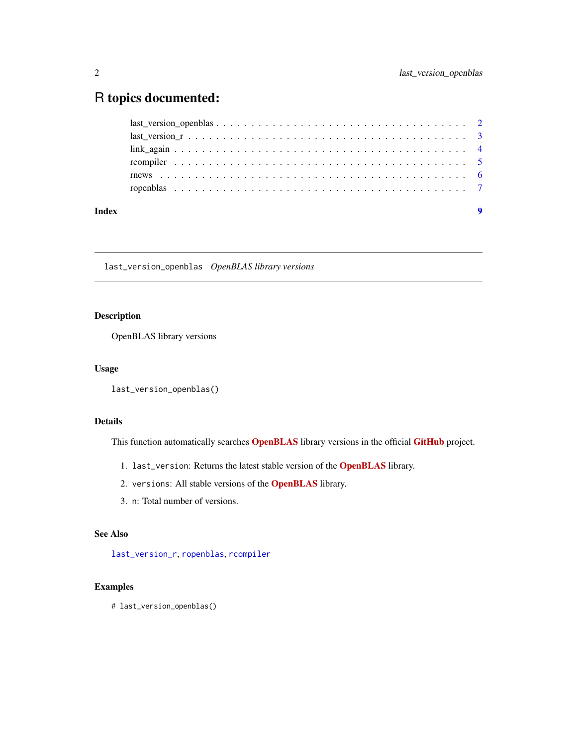# R topics documented:

| | |
|---|---|
| last_version_openblas | 2 |
| last_version_r | 3 |
| link_again | 4 |
| rcompiler | 5 |
| rnews | 6 |
| ropenblas | 7 |
| **Index** | **9** |

---

## last_version_openblas *OpenBLAS library versions*

---

### Description

OpenBLAS library versions

### Usage

```
last_version_openblas()
```

### Details

This function automatically searches **OpenBLAS** library versions in the official **GitHub** project.

1. `last_version`: Returns the latest stable version of the **OpenBLAS** library.
2. `versions`: All stable versions of the **OpenBLAS** library.
3. `n`: Total number of versions.

### See Also

`last_version_r`, `ropenblas`, `rcompiler`

### Examples

```
# last_version_openblas()
```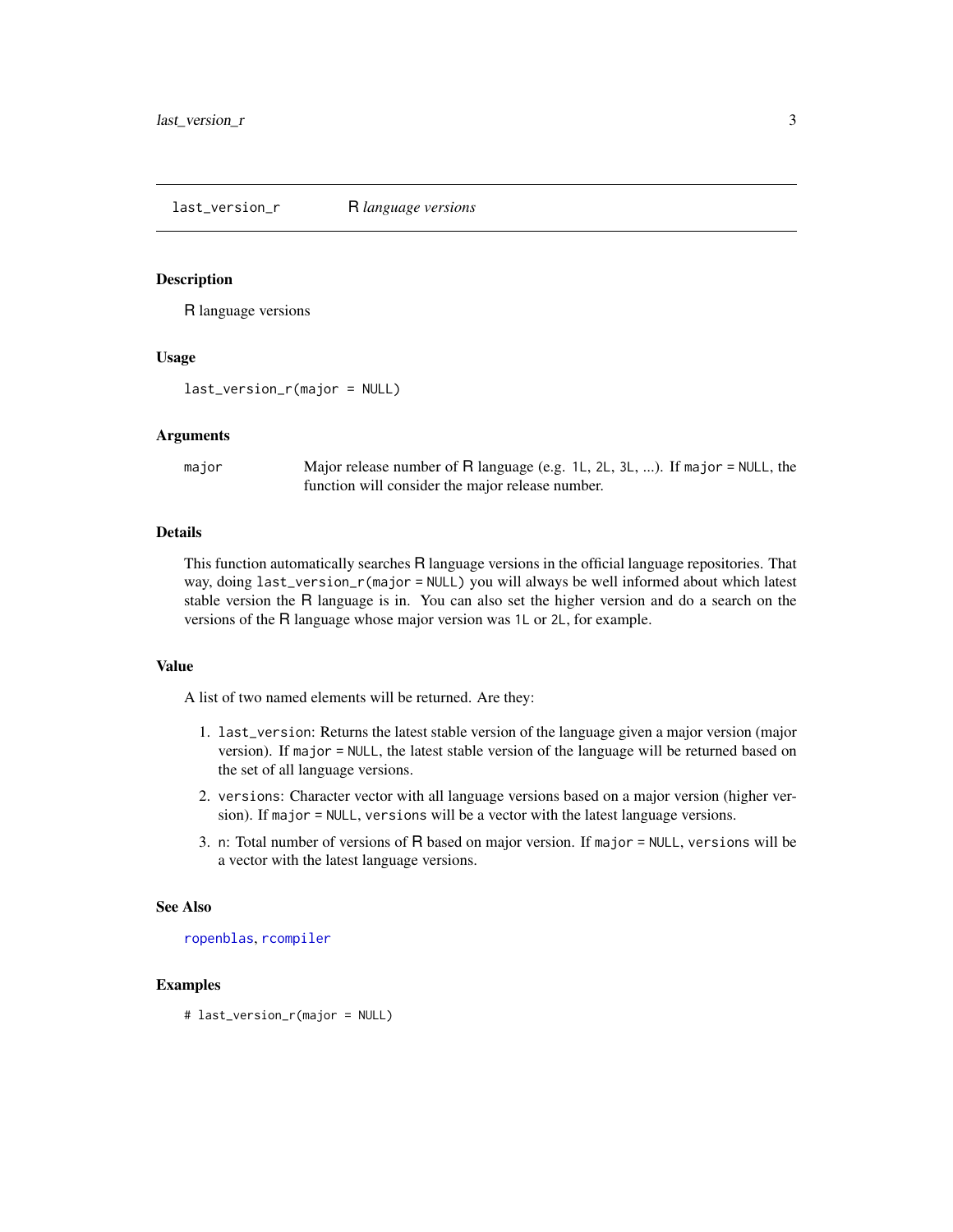## `last_version_r` — *R language versions*

### Description

R language versions

### Usage

```
last_version_r(major = NULL)
```

### Arguments

| | |
|---|---|
| `major` | Major release number of R language (e.g. `1L`, `2L`, `3L`, ...). If `major = NULL`, the function will consider the major release number. |

### Details

This function automatically searches R language versions in the official language repositories. That way, doing `last_version_r(major = NULL)` you will always be well informed about which latest stable version the R language is in. You can also set the higher version and do a search on the versions of the R language whose major version was `1L` or `2L`, for example.

### Value

A list of two named elements will be returned. Are they:

1. `last_version`: Returns the latest stable version of the language given a major version (major version). If `major = NULL`, the latest stable version of the language will be returned based on the set of all language versions.
2. `versions`: Character vector with all language versions based on a major version (higher version). If `major = NULL`, `versions` will be a vector with the latest language versions.
3. `n`: Total number of versions of R based on major version. If `major = NULL`, `versions` will be a vector with the latest language versions.

### See Also

`ropenblas`, `rcompiler`

### Examples

```
# last_version_r(major = NULL)
```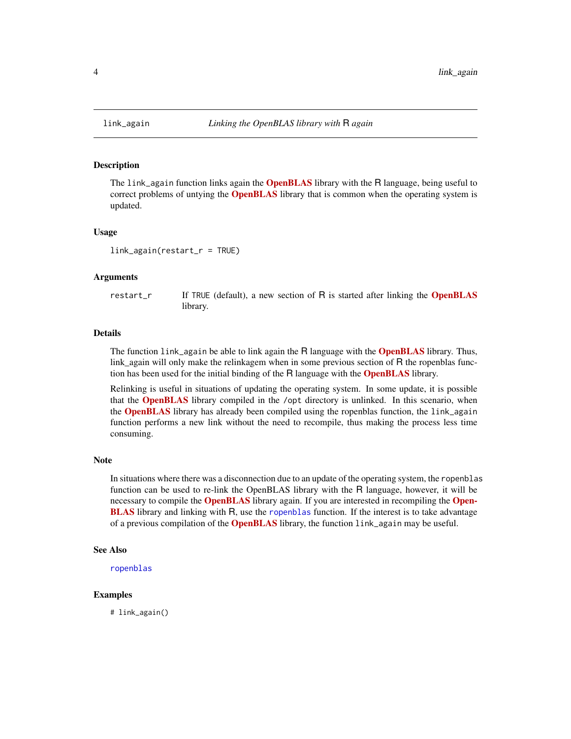## link_again    *Linking the OpenBLAS library with R again*

### Description

The `link_again` function links again the **OpenBLAS** library with the R language, being useful to correct problems of untying the **OpenBLAS** library that is common when the operating system is updated.

### Usage

```
link_again(restart_r = TRUE)
```

### Arguments

| | |
|---|---|
| `restart_r` | If `TRUE` (default), a new section of R is started after linking the **OpenBLAS** library. |

### Details

The function `link_again` be able to link again the R language with the **OpenBLAS** library. Thus, link_again will only make the relinkagem when in some previous section of R the ropenblas function has been used for the initial binding of the R language with the **OpenBLAS** library.

Relinking is useful in situations of updating the operating system. In some update, it is possible that the **OpenBLAS** library compiled in the `/opt` directory is unlinked. In this scenario, when the **OpenBLAS** library has already been compiled using the ropenblas function, the `link_again` function performs a new link without the need to recompile, thus making the process less time consuming.

### Note

In situations where there was a disconnection due to an update of the operating system, the `ropenblas` function can be used to re-link the OpenBLAS library with the R language, however, it will be necessary to compile the **OpenBLAS** library again. If you are interested in recompiling the **OpenBLAS** library and linking with R, use the `ropenblas` function. If the interest is to take advantage of a previous compilation of the **OpenBLAS** library, the function `link_again` may be useful.

### See Also

`ropenblas`

### Examples

```
# link_again()
```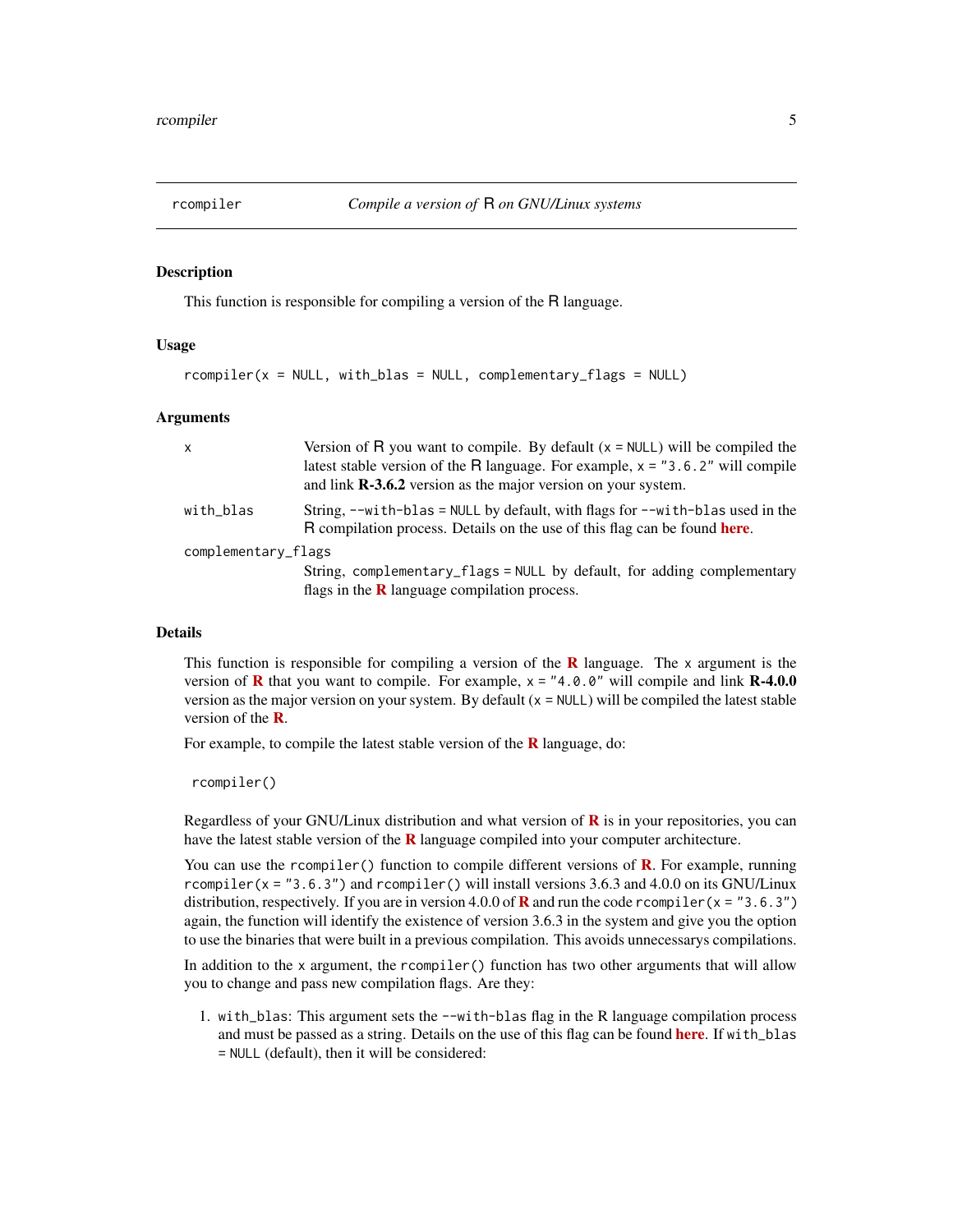rcompiler — *Compile a version of* R *on GNU/Linux systems*

## Description

This function is responsible for compiling a version of the R language.

## Usage

```
rcompiler(x = NULL, with_blas = NULL, complementary_flags = NULL)
```

## Arguments

| | |
|---|---|
| `x` | Version of R you want to compile. By default (`x = NULL`) will be compiled the latest stable version of the R language. For example, `x = "3.6.2"` will compile and link **R-3.6.2** version as the major version on your system. |
| `with_blas` | String, `--with-blas = NULL` by default, with flags for `--with-blas` used in the R compilation process. Details on the use of this flag can be found **here**. |
| `complementary_flags` | String, `complementary_flags = NULL` by default, for adding complementary flags in the **R** language compilation process. |

## Details

This function is responsible for compiling a version of the **R** language. The `x` argument is the version of **R** that you want to compile. For example, `x = "4.0.0"` will compile and link **R-4.0.0** version as the major version on your system. By default (`x = NULL`) will be compiled the latest stable version of the **R**.

For example, to compile the latest stable version of the **R** language, do:

```
rcompiler()
```

Regardless of your GNU/Linux distribution and what version of **R** is in your repositories, you can have the latest stable version of the **R** language compiled into your computer architecture.

You can use the `rcompiler()` function to compile different versions of **R**. For example, running `rcompiler(x = "3.6.3")` and `rcompiler()` will install versions 3.6.3 and 4.0.0 on its GNU/Linux distribution, respectively. If you are in version 4.0.0 of **R** and run the code `rcompiler(x = "3.6.3")` again, the function will identify the existence of version 3.6.3 in the system and give you the option to use the binaries that were built in a previous compilation. This avoids unnecessarys compilations.

In addition to the `x` argument, the `rcompiler()` function has two other arguments that will allow you to change and pass new compilation flags. Are they:

1. `with_blas`: This argument sets the `--with-blas` flag in the R language compilation process and must be passed as a string. Details on the use of this flag can be found **here**. If `with_blas = NULL` (default), then it will be considered: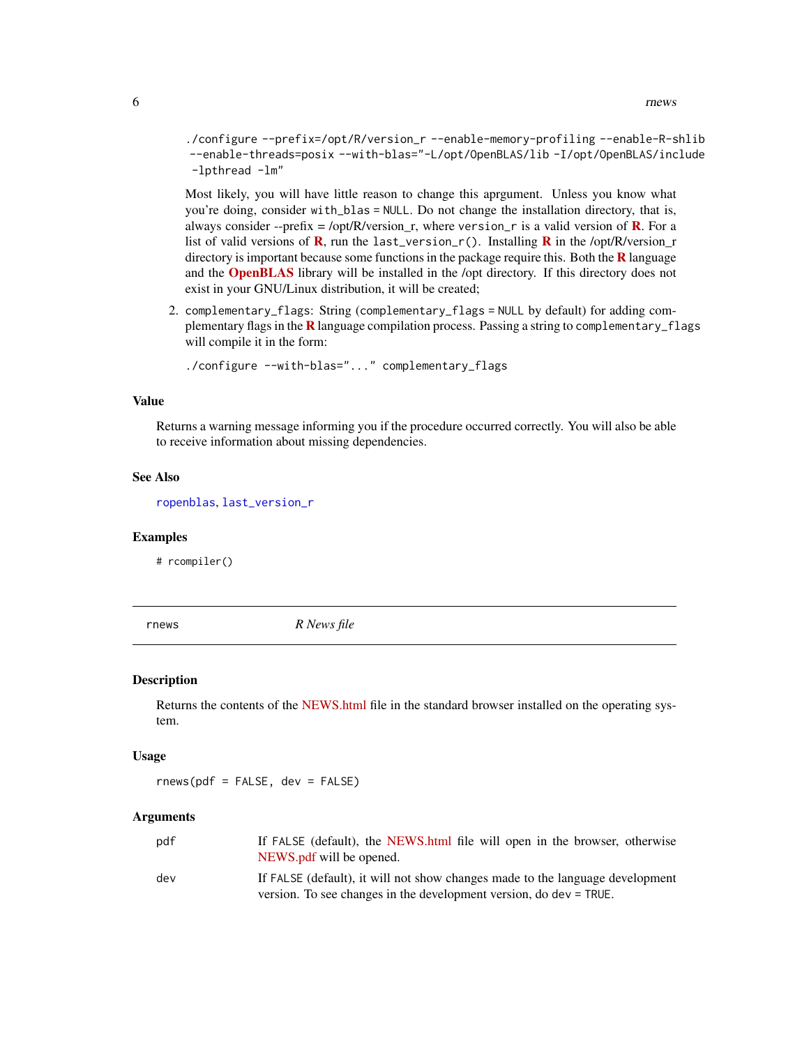```
./configure --prefix=/opt/R/version_r --enable-memory-profiling --enable-R-shlib
 --enable-threads=posix --with-blas="-L/opt/OpenBLAS/lib -I/opt/OpenBLAS/include
 -lpthread -lm"
```

Most likely, you will have little reason to change this aprgument. Unless you know what you're doing, consider `with_blas = NULL`. Do not change the installation directory, that is, always consider --prefix = /opt/R/version_r, where `version_r` is a valid version of **R**. For a list of valid versions of **R**, run the `last_version_r()`. Installing **R** in the /opt/R/version_r directory is important because some functions in the package require this. Both the **R** language and the **OpenBLAS** library will be installed in the /opt directory. If this directory does not exist in your GNU/Linux distribution, it will be created;

2. `complementary_flags`: String (`complementary_flags = NULL` by default) for adding complementary flags in the **R** language compilation process. Passing a string to `complementary_flags` will compile it in the form:

```
./configure --with-blas="..." complementary_flags
```

### Value

Returns a warning message informing you if the procedure occurred correctly. You will also be able to receive information about missing dependencies.

### See Also

`ropenblas`, `last_version_r`

### Examples

```
# rcompiler()
```

---

## rnews — *R News file*

### Description

Returns the contents of the NEWS.html file in the standard browser installed on the operating system.

### Usage

```
rnews(pdf = FALSE, dev = FALSE)
```

### Arguments

| | |
|---|---|
| pdf | If `FALSE` (default), the NEWS.html file will open in the browser, otherwise NEWS.pdf will be opened. |
| dev | If `FALSE` (default), it will not show changes made to the language development version. To see changes in the development version, do `dev = TRUE`. |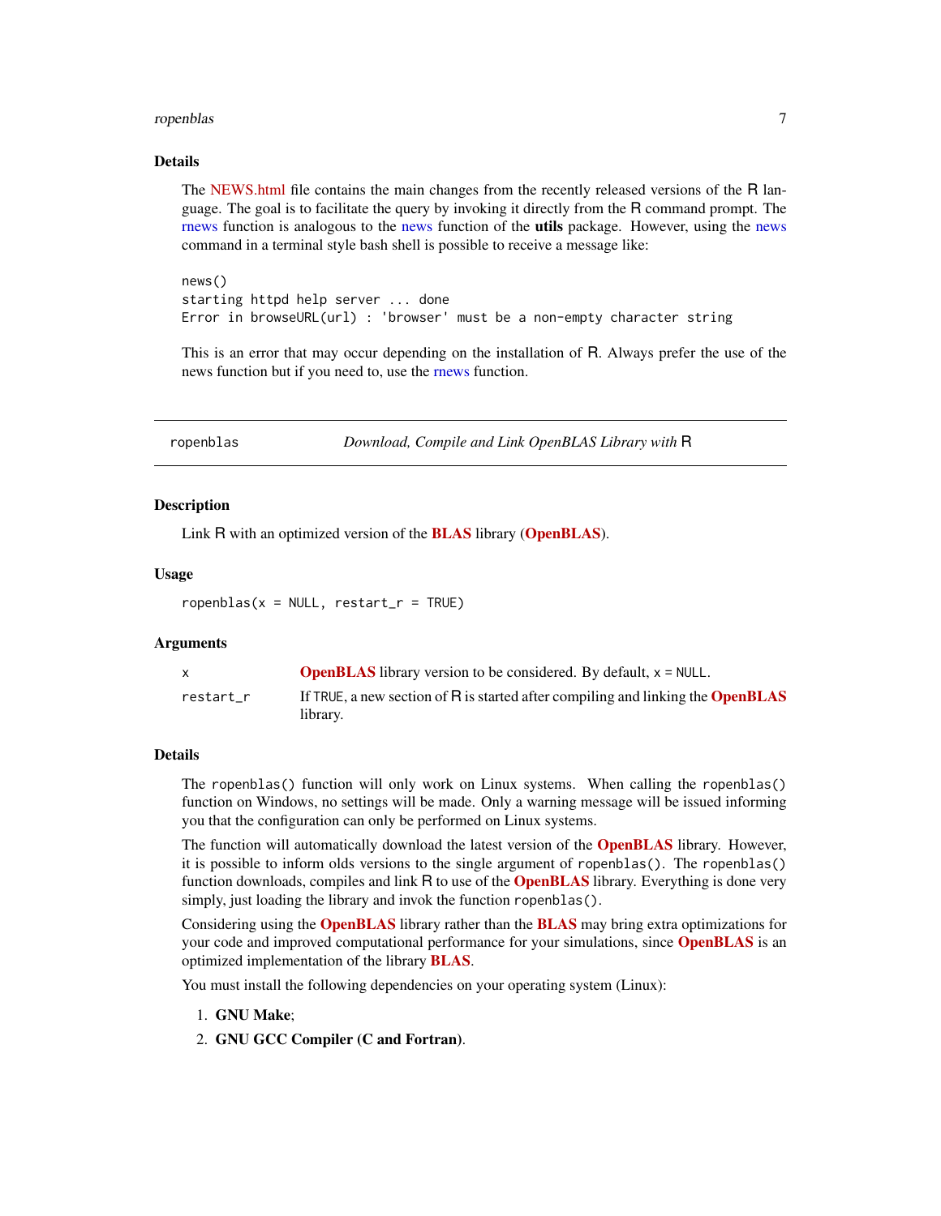### Details

The NEWS.html file contains the main changes from the recently released versions of the R language. The goal is to facilitate the query by invoking it directly from the R command prompt. The rnews function is analogous to the news function of the **utils** package. However, using the news command in a terminal style bash shell is possible to receive a message like:

```
news()
starting httpd help server ... done
Error in browseURL(url) : 'browser' must be a non-empty character string
```

This is an error that may occur depending on the installation of R. Always prefer the use of the news function but if you need to, use the rnews function.

---

## ropenblas — *Download, Compile and Link OpenBLAS Library with R*

### Description

Link R with an optimized version of the **BLAS** library (**OpenBLAS**).

### Usage

```
ropenblas(x = NULL, restart_r = TRUE)
```

### Arguments

| | |
|---|---|
| x | **OpenBLAS** library version to be considered. By default, x = NULL. |
| restart_r | If TRUE, a new section of R is started after compiling and linking the **OpenBLAS** library. |

### Details

The ropenblas() function will only work on Linux systems. When calling the ropenblas() function on Windows, no settings will be made. Only a warning message will be issued informing you that the configuration can only be performed on Linux systems.

The function will automatically download the latest version of the **OpenBLAS** library. However, it is possible to inform olds versions to the single argument of ropenblas(). The ropenblas() function downloads, compiles and link R to use of the **OpenBLAS** library. Everything is done very simply, just loading the library and invok the function ropenblas().

Considering using the **OpenBLAS** library rather than the **BLAS** may bring extra optimizations for your code and improved computational performance for your simulations, since **OpenBLAS** is an optimized implementation of the library **BLAS**.

You must install the following dependencies on your operating system (Linux):

1. **GNU Make**;
2. **GNU GCC Compiler (C and Fortran)**.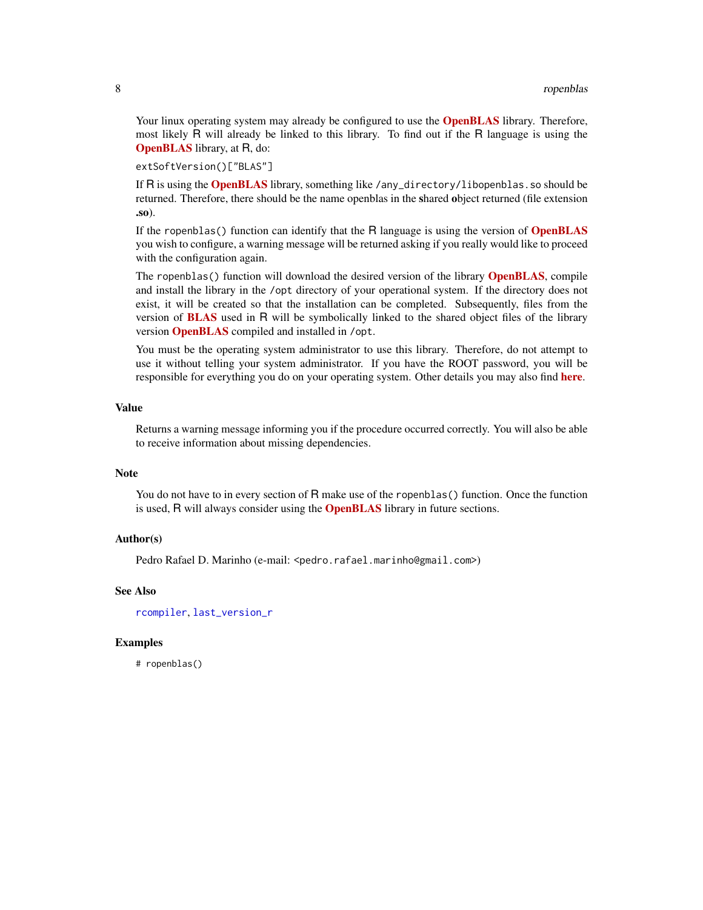Your linux operating system may already be configured to use the **OpenBLAS** library. Therefore, most likely R will already be linked to this library. To find out if the R language is using the **OpenBLAS** library, at R, do:

```
extSoftVersion()["BLAS"]
```

If R is using the **OpenBLAS** library, something like `/any_directory/libopenblas.so` should be returned. Therefore, there should be the name openblas in the **s**hared **o**bject returned (file extension **.so**).

If the `ropenblas()` function can identify that the R language is using the version of **OpenBLAS** you wish to configure, a warning message will be returned asking if you really would like to proceed with the configuration again.

The `ropenblas()` function will download the desired version of the library **OpenBLAS**, compile and install the library in the `/opt` directory of your operational system. If the directory does not exist, it will be created so that the installation can be completed. Subsequently, files from the version of **BLAS** used in R will be symbolically linked to the shared object files of the library version **OpenBLAS** compiled and installed in `/opt`.

You must be the operating system administrator to use this library. Therefore, do not attempt to use it without telling your system administrator. If you have the ROOT password, you will be responsible for everything you do on your operating system. Other details you may also find **here**.

### Value

Returns a warning message informing you if the procedure occurred correctly. You will also be able to receive information about missing dependencies.

### Note

You do not have to in every section of R make use of the `ropenblas()` function. Once the function is used, R will always consider using the **OpenBLAS** library in future sections.

### Author(s)

Pedro Rafael D. Marinho (e-mail: <pedro.rafael.marinho@gmail.com>)

### See Also

`rcompiler`, `last_version_r`

### Examples

```
# ropenblas()
```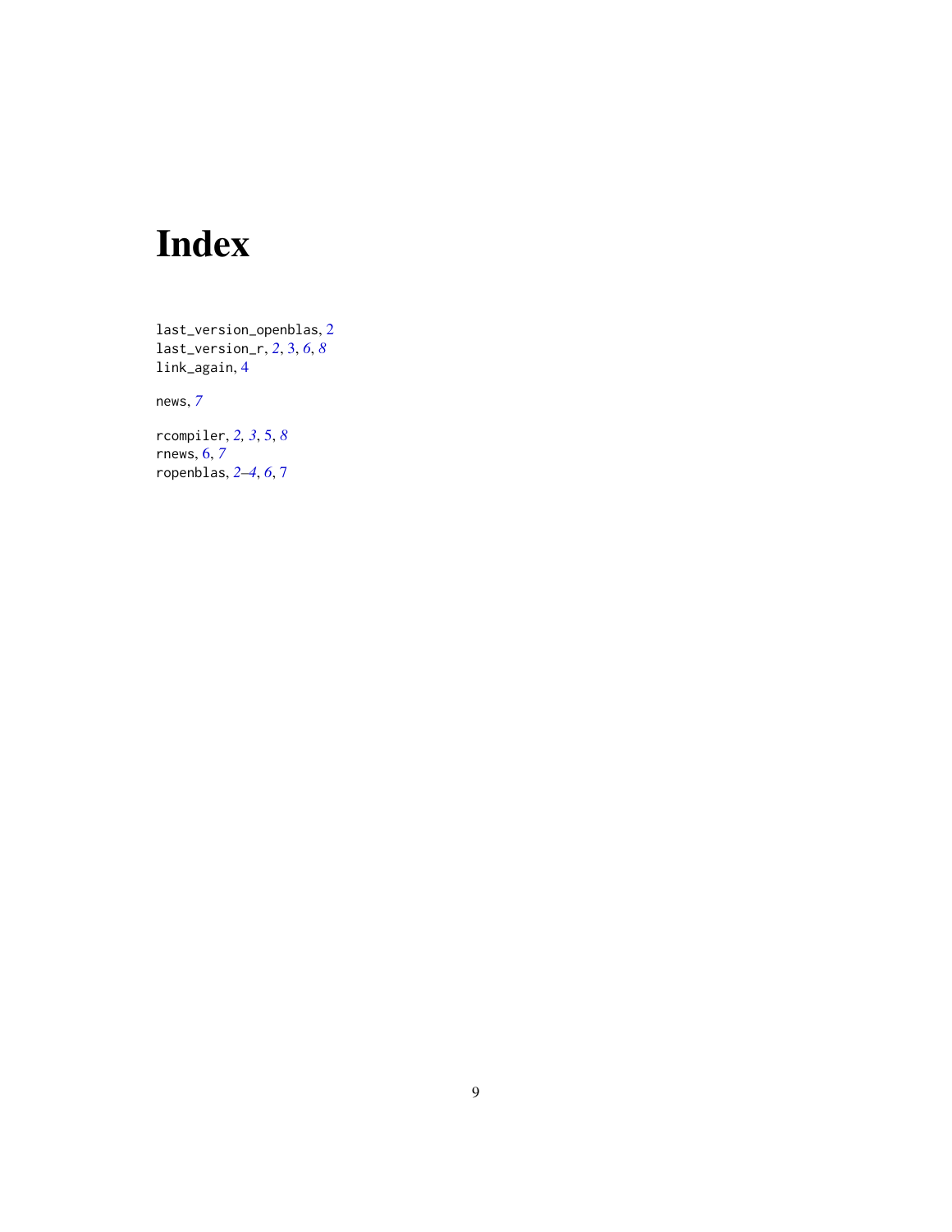# Index

last_version_openblas, 2
last_version_r, *2*, 3, *6*, *8*
link_again, 4

news, *7*

rcompiler, *2, 3*, 5, *8*
rnews, 6, *7*
ropenblas, *2–4*, *6*, 7